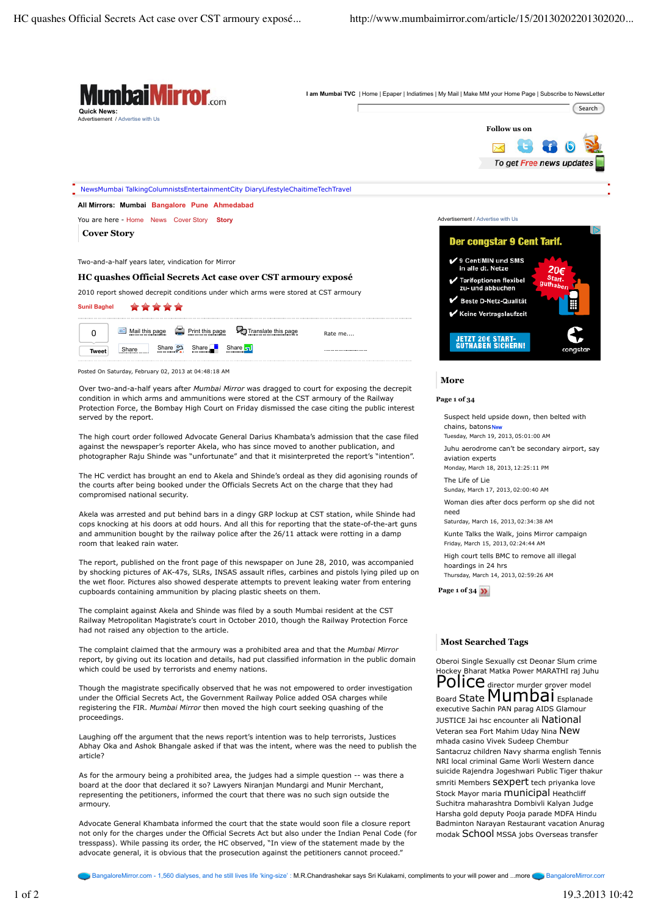Cover Story

Two-and-a-half years later, vindication for Mirror

# HC quashes Official Secrets Act case over CST armoury exposé

2010 report showed decrepit conditions under which arms were stored at CST armoury

Sunil Baghel

Posted On Saturday, February 02, 2013 at 04:48:18 AM

Over two-and-a-half years after *Mumbai Mirror* was dragged to court for exposing the decrepit condition in which arms and ammunitions were stored at the CST armoury of the Railway Protection Force, the Bombay High Court on Friday dismissed the case citing the public interest served by the report.

The high court order followed Advocate General Darius Khambata's admission that the case filed against the newspaper's reporter Akela, who has since moved to another publication, and photographer Raju Shinde was "unfortunate" and that it misinterpreted the report's "intention".

The HC verdict has brought an end to Akela and Shinde's ordeal as they did agonising rounds of the courts after being booked under the Officials Secrets Act on the charge that they had compromised national security.

Akela was arrested and put behind bars in a dingy GRP lockup at CST station, while Shinde had cops knocking at his doors at odd hours. And all this for reporting that the state-of-the-art guns and ammunition bought by the railway police after the 26/11 attack were rotting in a damp room that leaked rain water.

The report, published on the front page of this newspaper on June 28, 2010, was accompanied by shocking pictures of AK-47s, SLRs, INSAS assault rifles, carbines and pistols lying piled up on the wet floor. Pictures also showed desperate attempts to prevent leaking water from entering cupboards containing ammunition by placing plastic sheets on them.

The complaint against Akela and Shinde was filed by a south Mumbai resident at the CST Railway Metropolitan Magistrate's court in October 2010, though the Railway Protection Force had not raised any objection to the article.

The complaint claimed that the armoury was a prohibited area and that the *Mumbai Mirror* report, by giving out its location and details, had put classified information in the public domain which could be used by terrorists and enemy nations.

Though the magistrate specifically observed that he was not empowered to order investigation under the Official Secrets Act, the Government Railway Police added OSA charges while registering the FIR. *Mumbai Mirror* then moved the high court seeking quashing of the proceedings.

Laughing off the argument that the news report's intention was to help terrorists, Justices Abhay Oka and Ashok Bhangale asked if that was the intent, where was the need to publish the article?

As for the armoury being a prohibited area, the judges had a simple question -- was there a board at the door that declared it so? Lawyers Niranjan Mundargi and Munir Merchant, representing the petitioners, informed the court that there was no such sign outside the armoury.

Advocate General Khambata informed the court that the state would soon file a closure report not only for the charges under the Official Secrets Act but also under the Indian Penal Code (for trespass). While passing its order, the HC observed, "In view of the statement made by the advocate general, it is obvious that the prosecution against the petitioners cannot proceed."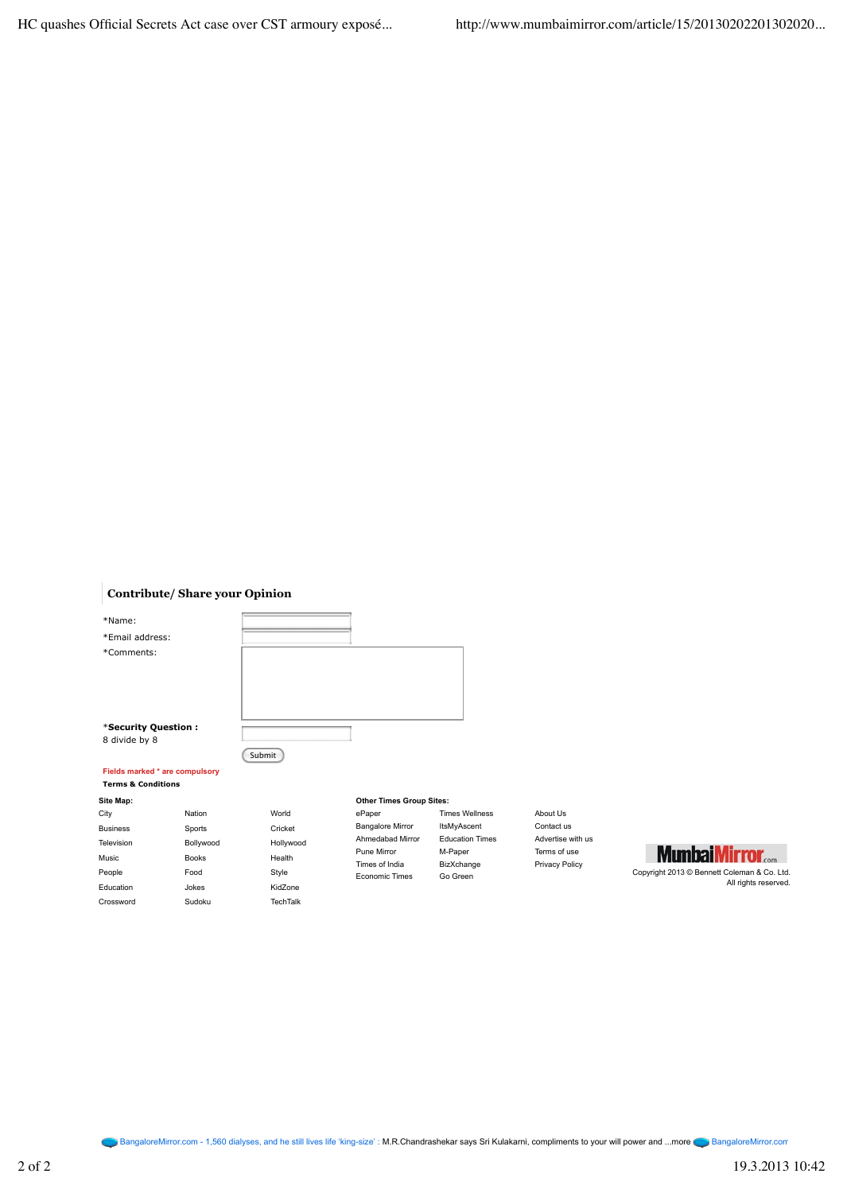### Contribute/ Share your Opinion

*Name:

*Email address:

*Comments:

***Security Question :**
8 divide by 8

Submit

Fields marked * are compulsory

**Terms & Conditions**

**Site Map:**

| | | |
|---|---|---|
| City | Nation | World |
| Business | Sports | Cricket |
| Television | Bollywood | Hollywood |
| Music | Books | Health |
| People | Food | Style |
| Education | Jokes | KidZone |
| Crossword | Sudoku | TechTalk |

**Other Times Group Sites:**

| | | |
|---|---|---|
| ePaper | Times Wellness | About Us |
| Bangalore Mirror | ItsMyAscent | Contact us |
| Ahmedabad Mirror | Education Times | Advertise with us |
| Pune Mirror | M-Paper | Terms of use |
| Times of India | BizXchange | Privacy Policy |
| Economic Times | Go Green | |

MumbaiMirror.com

Copyright 2013 © Bennett Coleman & Co. Ltd.
All rights reserved.

BangaloreMirror.com - 1,560 dialyses, and he still lives life 'king-size' : M.R.Chandrashekar says Sri Kulakarni, compliments to your will power and ...more BangaloreMirror.com